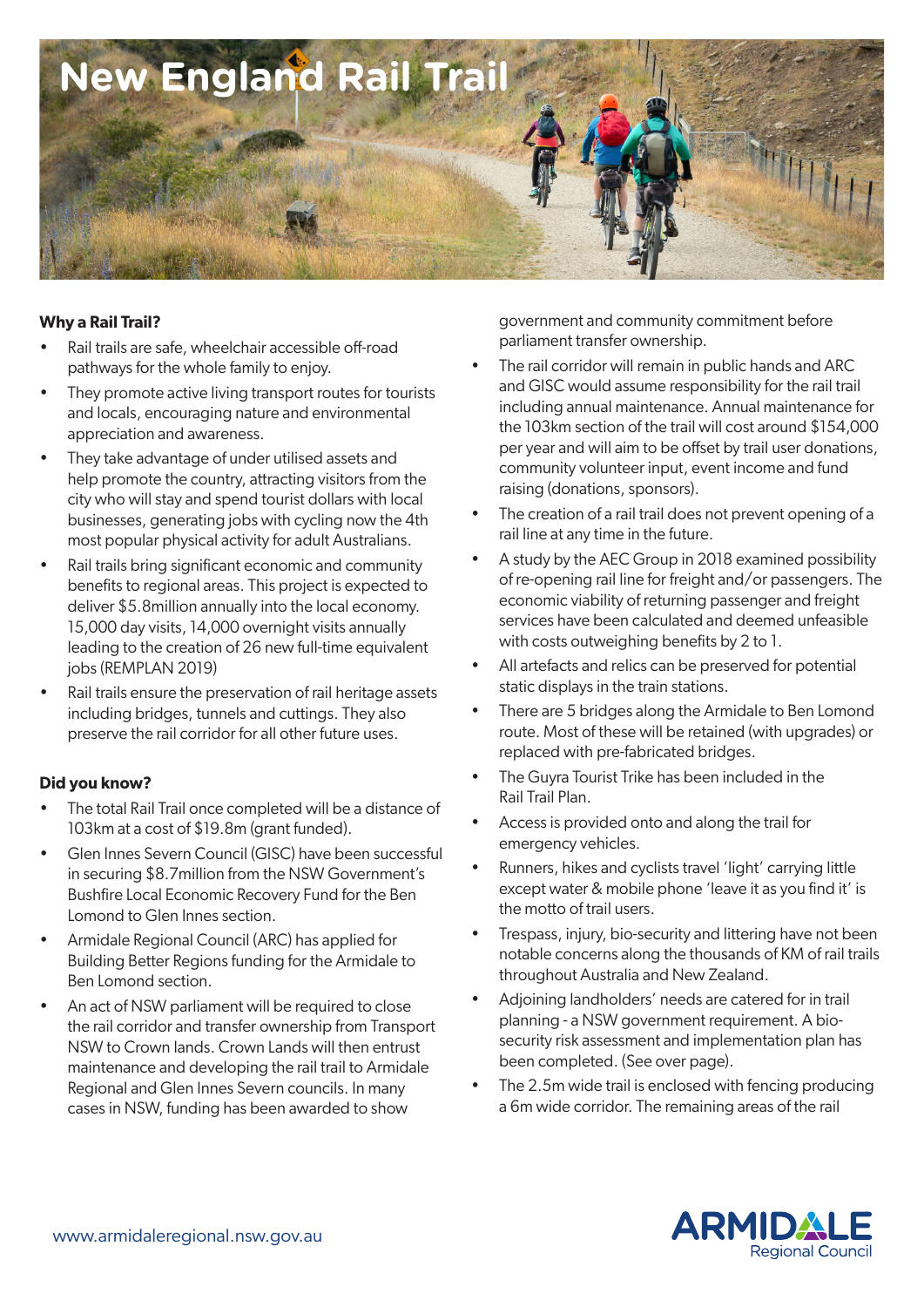# New England Rail Trail

**Why a Rail Trail?**

- Rail trails are safe, wheelchair accessible off-road pathways for the whole family to enjoy.
- They promote active living transport routes for tourists and locals, encouraging nature and environmental appreciation and awareness.
- They take advantage of under utilised assets and help promote the country, attracting visitors from the city who will stay and spend tourist dollars with local businesses, generating jobs with cycling now the 4th most popular physical activity for adult Australians.
- Rail trails bring significant economic and community benefits to regional areas. This project is expected to deliver $5.8million annually into the local economy. 15,000 day visits, 14,000 overnight visits annually leading to the creation of 26 new full-time equivalent jobs (REMPLAN 2019)
- Rail trails ensure the preservation of rail heritage assets including bridges, tunnels and cuttings. They also preserve the rail corridor for all other future uses.

**Did you know?**

- The total Rail Trail once completed will be a distance of 103km at a cost of $19.8m (grant funded).
- Glen Innes Severn Council (GISC) have been successful in securing $8.7million from the NSW Government's Bushfire Local Economic Recovery Fund for the Ben Lomond to Glen Innes section.
- Armidale Regional Council (ARC) has applied for Building Better Regions funding for the Armidale to Ben Lomond section.
- An act of NSW parliament will be required to close the rail corridor and transfer ownership from Transport NSW to Crown lands. Crown Lands will then entrust maintenance and developing the rail trail to Armidale Regional and Glen Innes Severn councils. In many cases in NSW, funding has been awarded to show government and community commitment before parliament transfer ownership.
- The rail corridor will remain in public hands and ARC and GISC would assume responsibility for the rail trail including annual maintenance. Annual maintenance for the 103km section of the trail will cost around $154,000 per year and will aim to be offset by trail user donations, community volunteer input, event income and fund raising (donations, sponsors).
- The creation of a rail trail does not prevent opening of a rail line at any time in the future.
- A study by the AEC Group in 2018 examined possibility of re-opening rail line for freight and/or passengers. The economic viability of returning passenger and freight services have been calculated and deemed unfeasible with costs outweighing benefits by 2 to 1.
- All artefacts and relics can be preserved for potential static displays in the train stations.
- There are 5 bridges along the Armidale to Ben Lomond route. Most of these will be retained (with upgrades) or replaced with pre-fabricated bridges.
- The Guyra Tourist Trike has been included in the Rail Trail Plan.
- Access is provided onto and along the trail for emergency vehicles.
- Runners, hikes and cyclists travel 'light' carrying little except water & mobile phone 'leave it as you find it' is the motto of trail users.
- Trespass, injury, bio-security and littering have not been notable concerns along the thousands of KM of rail trails throughout Australia and New Zealand.
- Adjoining landholders' needs are catered for in trail planning - a NSW government requirement. A bio-security risk assessment and implementation plan has been completed. (See over page).
- The 2.5m wide trail is enclosed with fencing producing a 6m wide corridor. The remaining areas of the rail

www.armidaleregional.nsw.gov.au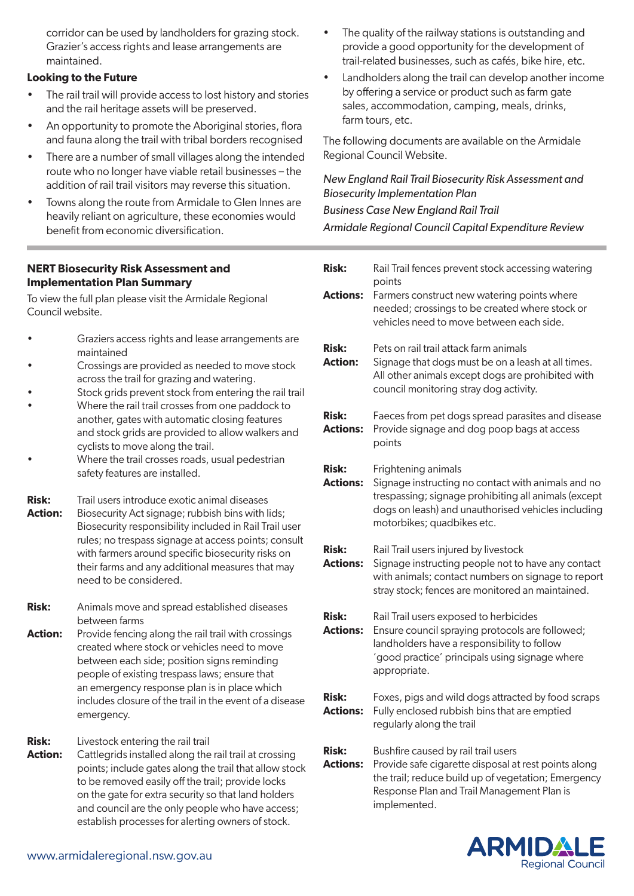corridor can be used by landholders for grazing stock. Grazier's access rights and lease arrangements are maintained.

**Looking to the Future**

- The rail trail will provide access to lost history and stories and the rail heritage assets will be preserved.
- An opportunity to promote the Aboriginal stories, flora and fauna along the trail with tribal borders recognised
- There are a number of small villages along the intended route who no longer have viable retail businesses – the addition of rail trail visitors may reverse this situation.
- Towns along the route from Armidale to Glen Innes are heavily reliant on agriculture, these economies would benefit from economic diversification.
- The quality of the railway stations is outstanding and provide a good opportunity for the development of trail-related businesses, such as cafés, bike hire, etc.
- Landholders along the trail can develop another income by offering a service or product such as farm gate sales, accommodation, camping, meals, drinks, farm tours, etc.

The following documents are available on the Armidale Regional Council Website.

*New England Rail Trail Biosecurity Risk Assessment and Biosecurity Implementation Plan*
*Business Case New England Rail Trail*
*Armidale Regional Council Capital Expenditure Review*

**NERT Biosecurity Risk Assessment and Implementation Plan Summary**

To view the full plan please visit the Armidale Regional Council website.

- Graziers access rights and lease arrangements are maintained
- Crossings are provided as needed to move stock across the trail for grazing and watering.
- Stock grids prevent stock from entering the rail trail
- Where the rail trail crosses from one paddock to another, gates with automatic closing features and stock grids are provided to allow walkers and cyclists to move along the trail.
- Where the trail crosses roads, usual pedestrian safety features are installed.

**Risk:** Trail users introduce exotic animal diseases
**Action:** Biosecurity Act signage; rubbish bins with lids; Biosecurity responsibility included in Rail Trail user rules; no trespass signage at access points; consult with farmers around specific biosecurity risks on their farms and any additional measures that may need to be considered.

**Risk:** Animals move and spread established diseases between farms
**Action:** Provide fencing along the rail trail with crossings created where stock or vehicles need to move between each side; position signs reminding people of existing trespass laws; ensure that an emergency response plan is in place which includes closure of the trail in the event of a disease emergency.

**Risk:** Livestock entering the rail trail
**Action:** Cattlegrids installed along the rail trail at crossing points; include gates along the trail that allow stock to be removed easily off the trail; provide locks on the gate for extra security so that land holders and council are the only people who have access; establish processes for alerting owners of stock.

**Risk:** Rail Trail fences prevent stock accessing watering points
**Actions:** Farmers construct new watering points where needed; crossings to be created where stock or vehicles need to move between each side.

**Risk:** Pets on rail trail attack farm animals
**Action:** Signage that dogs must be on a leash at all times. All other animals except dogs are prohibited with council monitoring stray dog activity.

**Risk:** Faeces from pet dogs spread parasites and disease
**Actions:** Provide signage and dog poop bags at access points

**Risk:** Frightening animals
**Actions:** Signage instructing no contact with animals and no trespassing; signage prohibiting all animals (except dogs on leash) and unauthorised vehicles including motorbikes; quadbikes etc.

**Risk:** Rail Trail users injured by livestock
**Actions:** Signage instructing people not to have any contact with animals; contact numbers on signage to report stray stock; fences are monitored an maintained.

**Risk:** Rail Trail users exposed to herbicides
**Actions:** Ensure council spraying protocols are followed; landholders have a responsibility to follow 'good practice' principals using signage where appropriate.

**Risk:** Foxes, pigs and wild dogs attracted by food scraps
**Actions:** Fully enclosed rubbish bins that are emptied regularly along the trail

**Risk:** Bushfire caused by rail trail users
**Actions:** Provide safe cigarette disposal at rest points along the trail; reduce build up of vegetation; Emergency Response Plan and Trail Management Plan is implemented.

www.armidaleregional.nsw.gov.au

ARMIDALE Regional Council